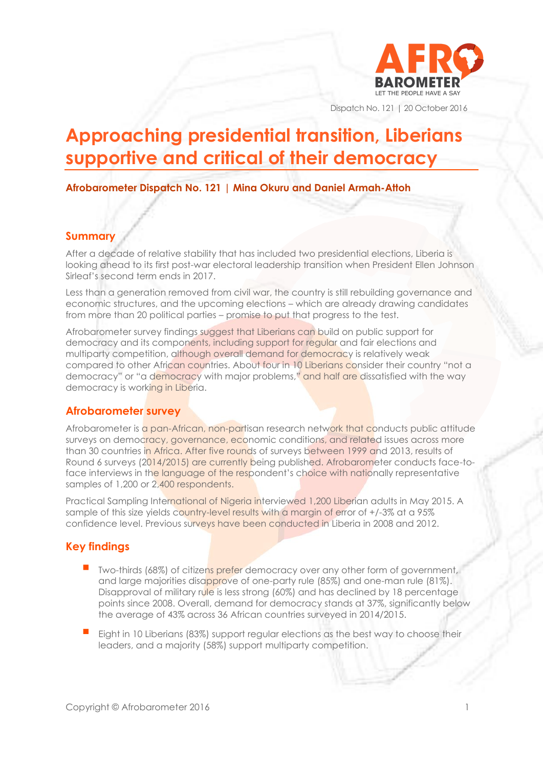Dispatch No. 121 | 20 October 2016

# Approaching presidential transition, Liberians supportive and critical of their democracy

**Afrobarometer Dispatch No. 121 | Mina Okuru and Daniel Armah-Attoh**

## Summary

After a decade of relative stability that has included two presidential elections, Liberia is looking ahead to its first post-war electoral leadership transition when President Ellen Johnson Sirleaf's second term ends in 2017.

Less than a generation removed from civil war, the country is still rebuilding governance and economic structures, and the upcoming elections – which are already drawing candidates from more than 20 political parties – promise to put that progress to the test.

Afrobarometer survey findings suggest that Liberians can build on public support for democracy and its components, including support for regular and fair elections and multiparty competition, although overall demand for democracy is relatively weak compared to other African countries. About four in 10 Liberians consider their country "not a democracy" or "a democracy with major problems," and half are dissatisfied with the way democracy is working in Liberia.

## Afrobarometer survey

Afrobarometer is a pan-African, non-partisan research network that conducts public attitude surveys on democracy, governance, economic conditions, and related issues across more than 30 countries in Africa. After five rounds of surveys between 1999 and 2013, results of Round 6 surveys (2014/2015) are currently being published. Afrobarometer conducts face-to-face interviews in the language of the respondent's choice with nationally representative samples of 1,200 or 2,400 respondents.

Practical Sampling International of Nigeria interviewed 1,200 Liberian adults in May 2015. A sample of this size yields country-level results with a margin of error of +/-3% at a 95% confidence level. Previous surveys have been conducted in Liberia in 2008 and 2012.

## Key findings

- Two-thirds (68%) of citizens prefer democracy over any other form of government, and large majorities disapprove of one-party rule (85%) and one-man rule (81%). Disapproval of military rule is less strong (60%) and has declined by 18 percentage points since 2008. Overall, demand for democracy stands at 37%, significantly below the average of 43% across 36 African countries surveyed in 2014/2015.
- Eight in 10 Liberians (83%) support regular elections as the best way to choose their leaders, and a majority (58%) support multiparty competition.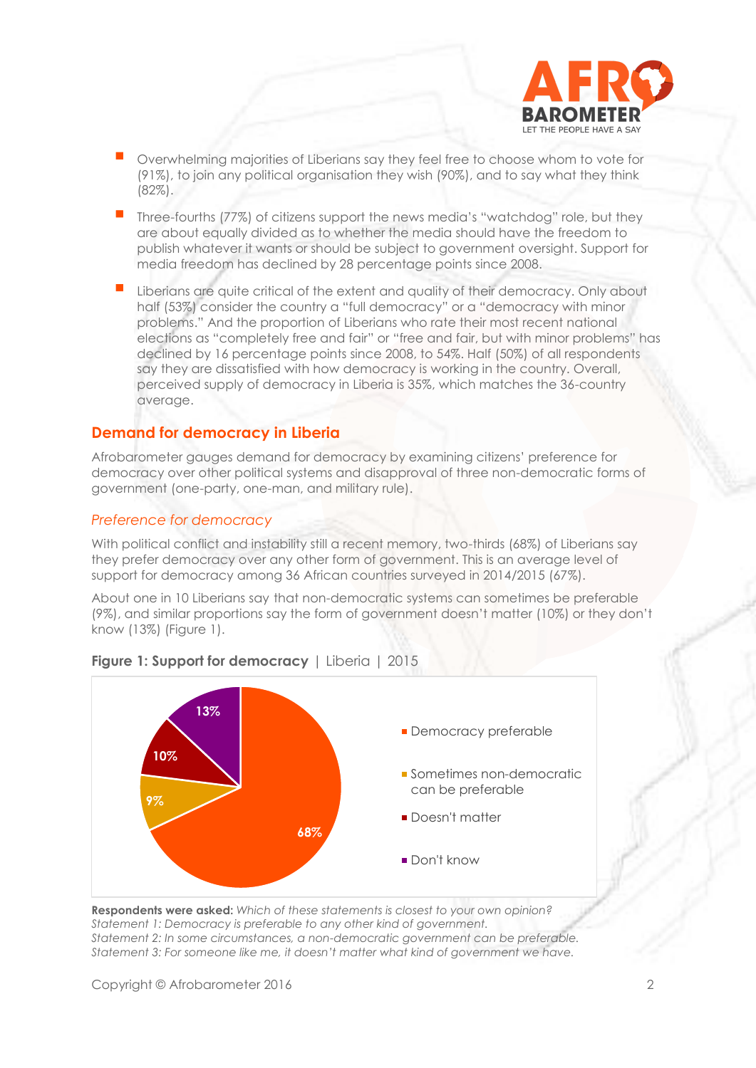- Overwhelming majorities of Liberians say they feel free to choose whom to vote for (91%), to join any political organisation they wish (90%), and to say what they think (82%).
- Three-fourths (77%) of citizens support the news media's "watchdog" role, but they are about equally divided as to whether the media should have the freedom to publish whatever it wants or should be subject to government oversight. Support for media freedom has declined by 28 percentage points since 2008.
- Liberians are quite critical of the extent and quality of their democracy. Only about half (53%) consider the country a "full democracy" or a "democracy with minor problems." And the proportion of Liberians who rate their most recent national elections as "completely free and fair" or "free and fair, but with minor problems" has declined by 16 percentage points since 2008, to 54%. Half (50%) of all respondents say they are dissatisfied with how democracy is working in the country. Overall, perceived supply of democracy in Liberia is 35%, which matches the 36-country average.

## Demand for democracy in Liberia

Afrobarometer gauges demand for democracy by examining citizens' preference for democracy over other political systems and disapproval of three non-democratic forms of government (one-party, one-man, and military rule).

### *Preference for democracy*

With political conflict and instability still a recent memory, two-thirds (68%) of Liberians say they prefer democracy over any other form of government. This is an average level of support for democracy among 36 African countries surveyed in 2014/2015 (67%).

About one in 10 Liberians say that non-democratic systems can sometimes be preferable (9%), and similar proportions say the form of government doesn't matter (10%) or they don't know (13%) (Figure 1).

**Figure 1: Support for democracy** | Liberia | 2015

| Response | Percentage |
|---|---|
| Democracy preferable | 68% |
| Sometimes non-democratic can be preferable | 9% |
| Doesn't matter | 10% |
| Don't know | 13% |

**Respondents were asked:** *Which of these statements is closest to your own opinion?*
*Statement 1: Democracy is preferable to any other kind of government.*
*Statement 2: In some circumstances, a non-democratic government can be preferable.*
*Statement 3: For someone like me, it doesn't matter what kind of government we have.*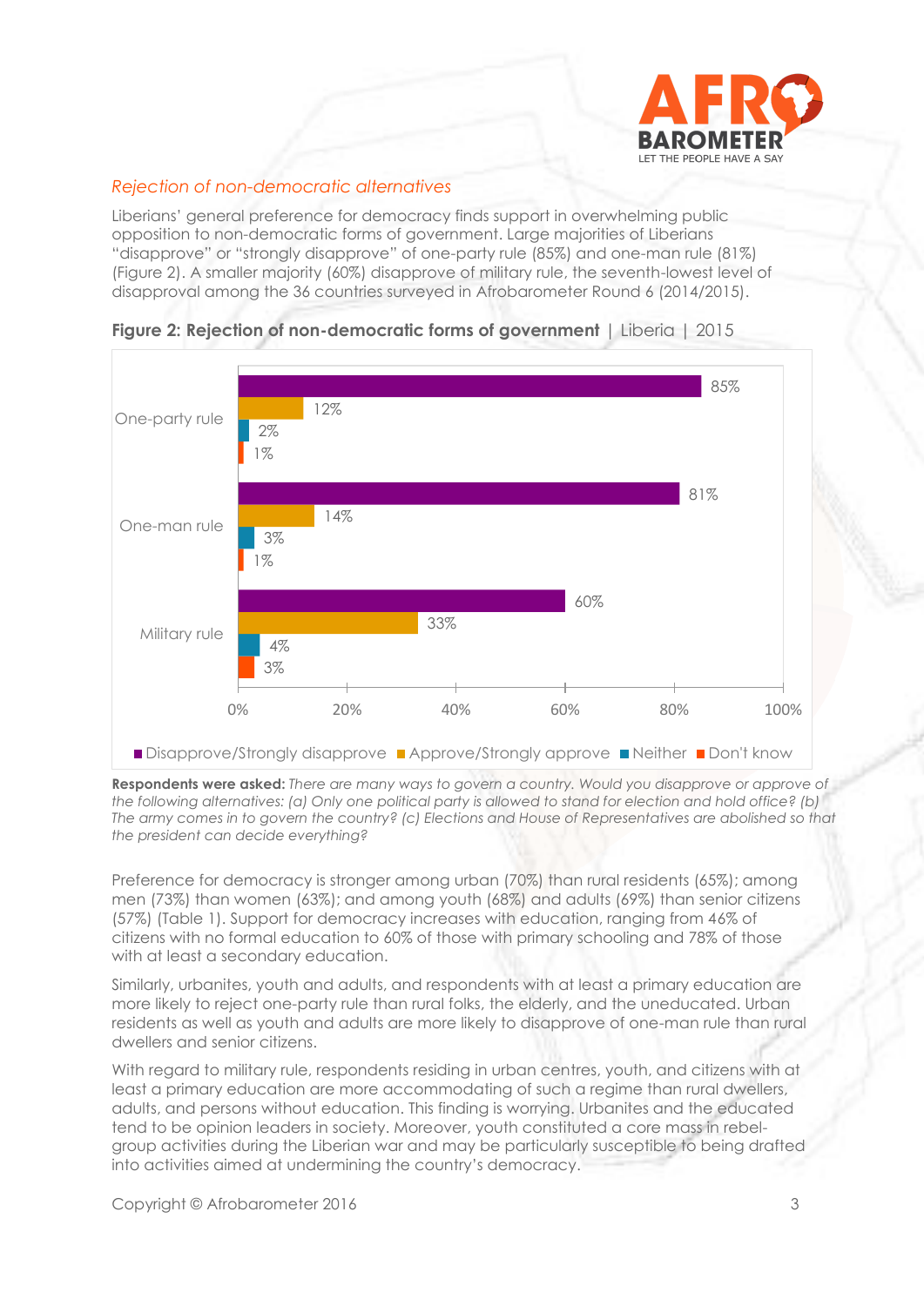### *Rejection of non-democratic alternatives*

Liberians' general preference for democracy finds support in overwhelming public opposition to non-democratic forms of government. Large majorities of Liberians "disapprove" or "strongly disapprove" of one-party rule (85%) and one-man rule (81%) (Figure 2). A smaller majority (60%) disapprove of military rule, the seventh-lowest level of disapproval among the 36 countries surveyed in Afrobarometer Round 6 (2014/2015).

**Figure 2: Rejection of non-democratic forms of government** | Liberia | 2015

| | Disapprove/Strongly disapprove | Approve/Strongly approve | Neither | Don't know |
|---|---|---|---|---|
| One-party rule | 85% | 12% | 2% | 1% |
| One-man rule | 81% | 14% | 3% | 1% |
| Military rule | 60% | 33% | 4% | 3% |

**Respondents were asked:** *There are many ways to govern a country. Would you disapprove or approve of the following alternatives: (a) Only one political party is allowed to stand for election and hold office? (b) The army comes in to govern the country? (c) Elections and House of Representatives are abolished so that the president can decide everything?*

Preference for democracy is stronger among urban (70%) than rural residents (65%); among men (73%) than women (63%); and among youth (68%) and adults (69%) than senior citizens (57%) (Table 1). Support for democracy increases with education, ranging from 46% of citizens with no formal education to 60% of those with primary schooling and 78% of those with at least a secondary education.

Similarly, urbanites, youth and adults, and respondents with at least a primary education are more likely to reject one-party rule than rural folks, the elderly, and the uneducated. Urban residents as well as youth and adults are more likely to disapprove of one-man rule than rural dwellers and senior citizens.

With regard to military rule, respondents residing in urban centres, youth, and citizens with at least a primary education are more accommodating of such a regime than rural dwellers, adults, and persons without education. This finding is worrying. Urbanites and the educated tend to be opinion leaders in society. Moreover, youth constituted a core mass in rebel-group activities during the Liberian war and may be particularly susceptible to being drafted into activities aimed at undermining the country's democracy.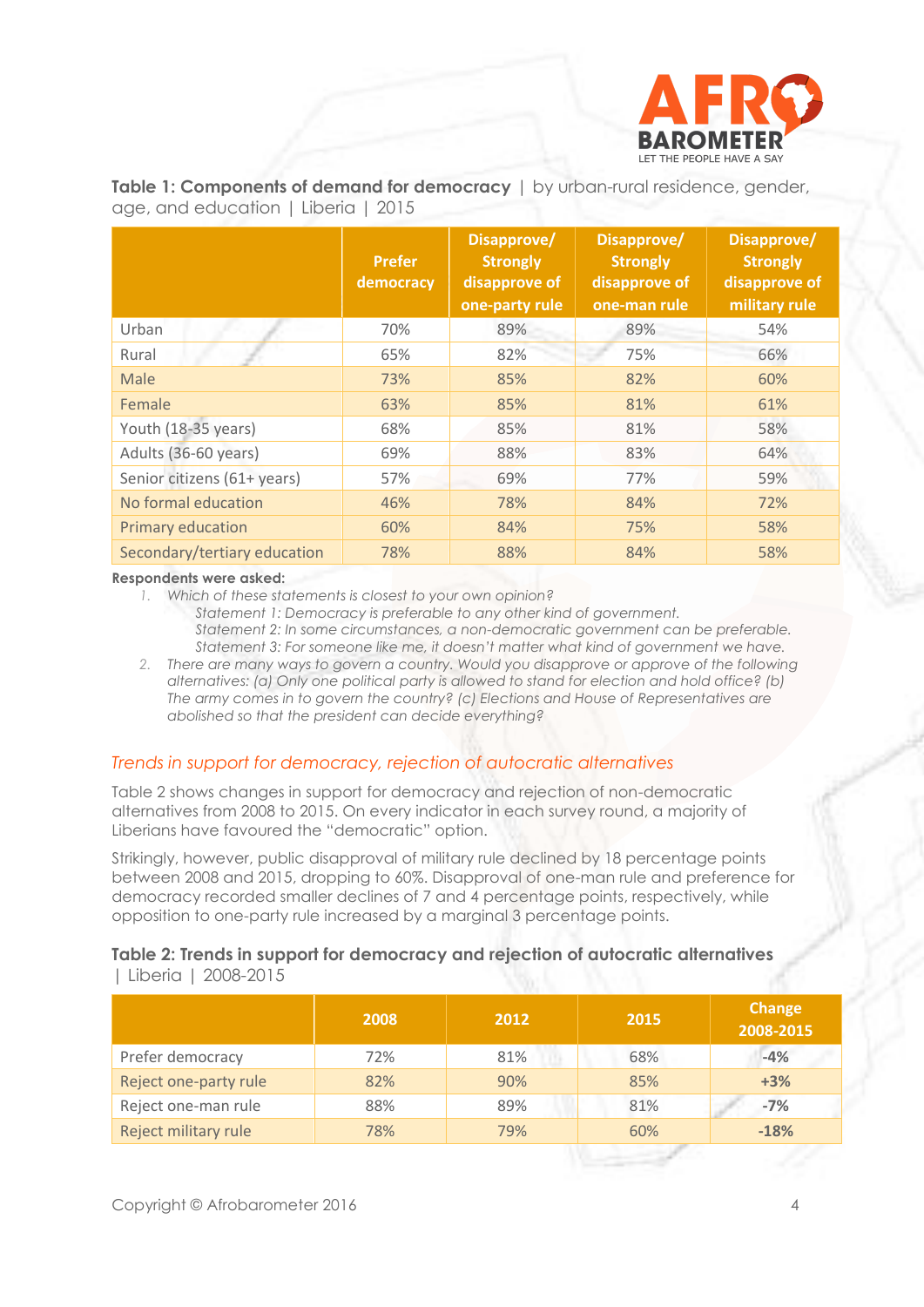**Table 1: Components of demand for democracy** | by urban-rural residence, gender, age, and education | Liberia | 2015

| | Prefer democracy | Disapprove/ Strongly disapprove of one-party rule | Disapprove/ Strongly disapprove of one-man rule | Disapprove/ Strongly disapprove of military rule |
|---|---|---|---|---|
| Urban | 70% | 89% | 89% | 54% |
| Rural | 65% | 82% | 75% | 66% |
| Male | 73% | 85% | 82% | 60% |
| Female | 63% | 85% | 81% | 61% |
| Youth (18-35 years) | 68% | 85% | 81% | 58% |
| Adults (36-60 years) | 69% | 88% | 83% | 64% |
| Senior citizens (61+ years) | 57% | 69% | 77% | 59% |
| No formal education | 46% | 78% | 84% | 72% |
| Primary education | 60% | 84% | 75% | 58% |
| Secondary/tertiary education | 78% | 88% | 84% | 58% |

**Respondents were asked:**

1. *Which of these statements is closest to your own opinion?*
   *Statement 1: Democracy is preferable to any other kind of government.*
   *Statement 2: In some circumstances, a non-democratic government can be preferable.*
   *Statement 3: For someone like me, it doesn't matter what kind of government we have.*
2. *There are many ways to govern a country. Would you disapprove or approve of the following alternatives: (a) Only one political party is allowed to stand for election and hold office? (b) The army comes in to govern the country? (c) Elections and House of Representatives are abolished so that the president can decide everything?*

### *Trends in support for democracy, rejection of autocratic alternatives*

Table 2 shows changes in support for democracy and rejection of non-democratic alternatives from 2008 to 2015. On every indicator in each survey round, a majority of Liberians have favoured the "democratic" option.

Strikingly, however, public disapproval of military rule declined by 18 percentage points between 2008 and 2015, dropping to 60%. Disapproval of one-man rule and preference for democracy recorded smaller declines of 7 and 4 percentage points, respectively, while opposition to one-party rule increased by a marginal 3 percentage points.

**Table 2: Trends in support for democracy and rejection of autocratic alternatives** | Liberia | 2008-2015

| | 2008 | 2012 | 2015 | Change 2008-2015 |
|---|---|---|---|---|
| Prefer democracy | 72% | 81% | 68% | **-4%** |
| Reject one-party rule | 82% | 90% | 85% | **+3%** |
| Reject one-man rule | 88% | 89% | 81% | **-7%** |
| Reject military rule | 78% | 79% | 60% | **-18%** |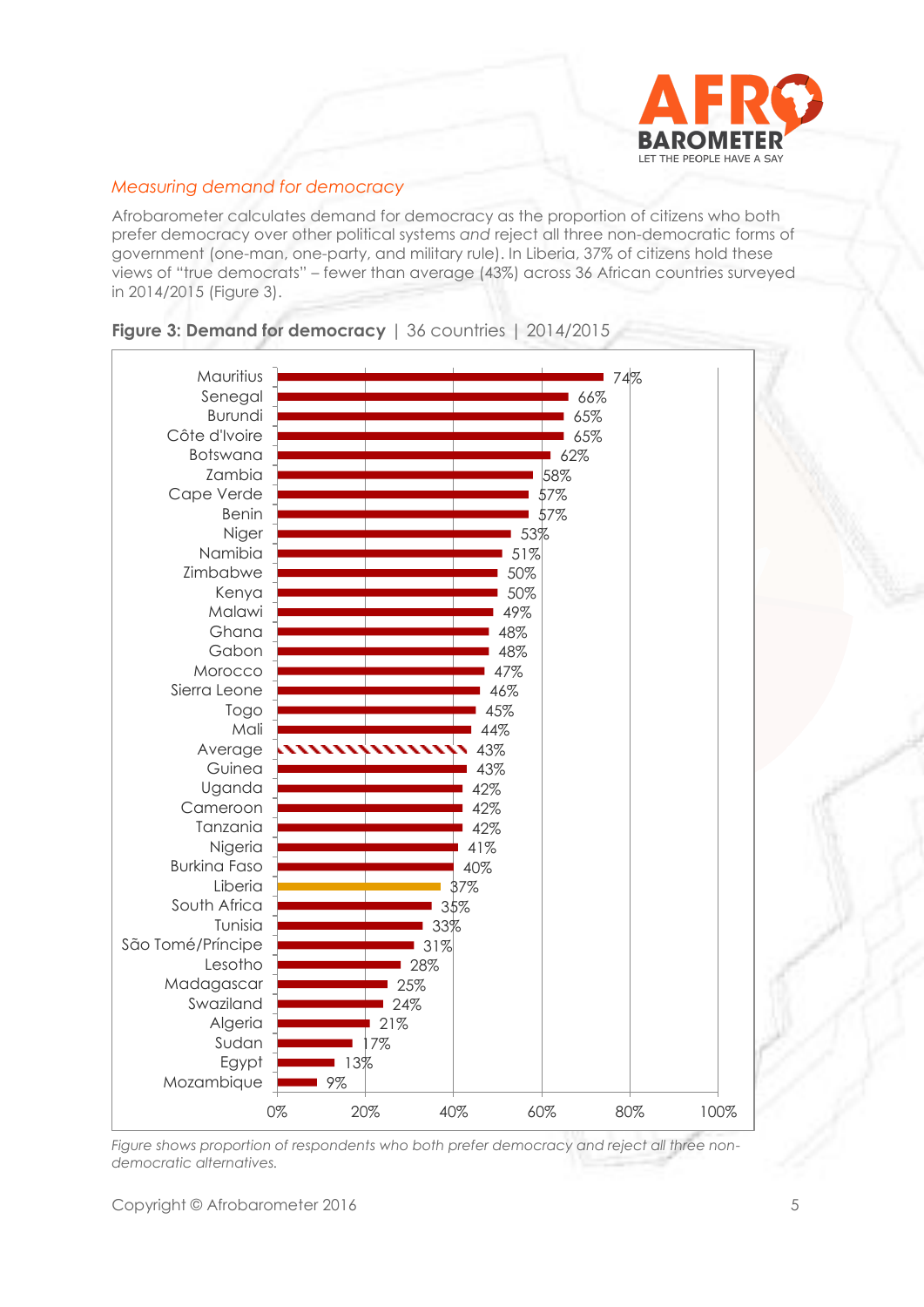### *Measuring demand for democracy*

Afrobarometer calculates demand for democracy as the proportion of citizens who both prefer democracy over other political systems *and* reject all three non-democratic forms of government (one-man, one-party, and military rule). In Liberia, 37% of citizens hold these views of "true democrats" – fewer than average (43%) across 36 African countries surveyed in 2014/2015 (Figure 3).

**Figure 3: Demand for democracy** | 36 countries | 2014/2015

| Country | Demand for democracy |
|---|---|
| Mauritius | 74% |
| Senegal | 66% |
| Burundi | 65% |
| Côte d'Ivoire | 65% |
| Botswana | 62% |
| Zambia | 58% |
| Cape Verde | 57% |
| Benin | 57% |
| Niger | 53% |
| Namibia | 51% |
| Zimbabwe | 50% |
| Kenya | 50% |
| Malawi | 49% |
| Ghana | 48% |
| Gabon | 48% |
| Morocco | 47% |
| Sierra Leone | 46% |
| Togo | 45% |
| Mali | 44% |
| Average | 43% |
| Guinea | 43% |
| Uganda | 42% |
| Cameroon | 42% |
| Tanzania | 42% |
| Nigeria | 41% |
| Burkina Faso | 40% |
| Liberia | 37% |
| South Africa | 35% |
| Tunisia | 33% |
| São Tomé/Principe | 31% |
| Lesotho | 28% |
| Madagascar | 25% |
| Swaziland | 24% |
| Algeria | 21% |
| Sudan | 17% |
| Egypt | 13% |
| Mozambique | 9% |

*Figure shows proportion of respondents who both prefer democracy and reject all three non-democratic alternatives.*

Copyright © Afrobarometer 2016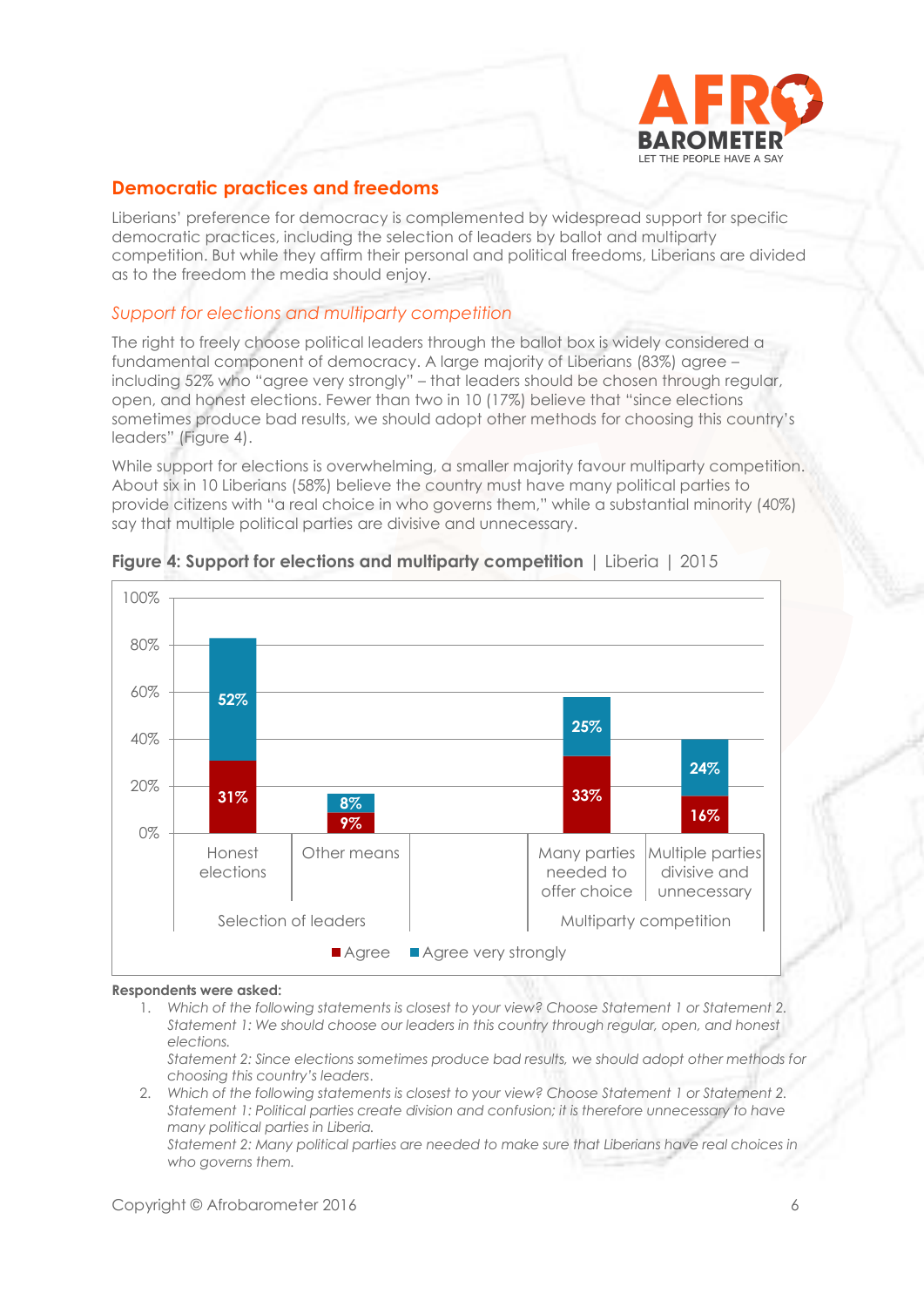## Democratic practices and freedoms

Liberians' preference for democracy is complemented by widespread support for specific democratic practices, including the selection of leaders by ballot and multiparty competition. But while they affirm their personal and political freedoms, Liberians are divided as to the freedom the media should enjoy.

### *Support for elections and multiparty competition*

The right to freely choose political leaders through the ballot box is widely considered a fundamental component of democracy. A large majority of Liberians (83%) agree – including 52% who "agree very strongly" – that leaders should be chosen through regular, open, and honest elections. Fewer than two in 10 (17%) believe that "since elections sometimes produce bad results, we should adopt other methods for choosing this country's leaders" (Figure 4).

While support for elections is overwhelming, a smaller majority favour multiparty competition. About six in 10 Liberians (58%) believe the country must have many political parties to provide citizens with "a real choice in who governs them," while a substantial minority (40%) say that multiple political parties are divisive and unnecessary.

**Figure 4: Support for elections and multiparty competition** | Liberia | 2015

| | | Agree | Agree very strongly |
|---|---|---|---|
| Selection of leaders | Honest elections | 31% | 52% |
| | Other means | 9% | 8% |
| Multiparty competition | Many parties needed to offer choice | 33% | 25% |
| | Multiple parties divisive and unnecessary | 16% | 24% |

**Respondents were asked:**

1. *Which of the following statements is closest to your view? Choose Statement 1 or Statement 2.*
   *Statement 1: We should choose our leaders in this country through regular, open, and honest elections.*
   *Statement 2: Since elections sometimes produce bad results, we should adopt other methods for choosing this country's leaders.*
2. *Which of the following statements is closest to your view? Choose Statement 1 or Statement 2.*
   *Statement 1: Political parties create division and confusion; it is therefore unnecessary to have many political parties in Liberia.*
   *Statement 2: Many political parties are needed to make sure that Liberians have real choices in who governs them.*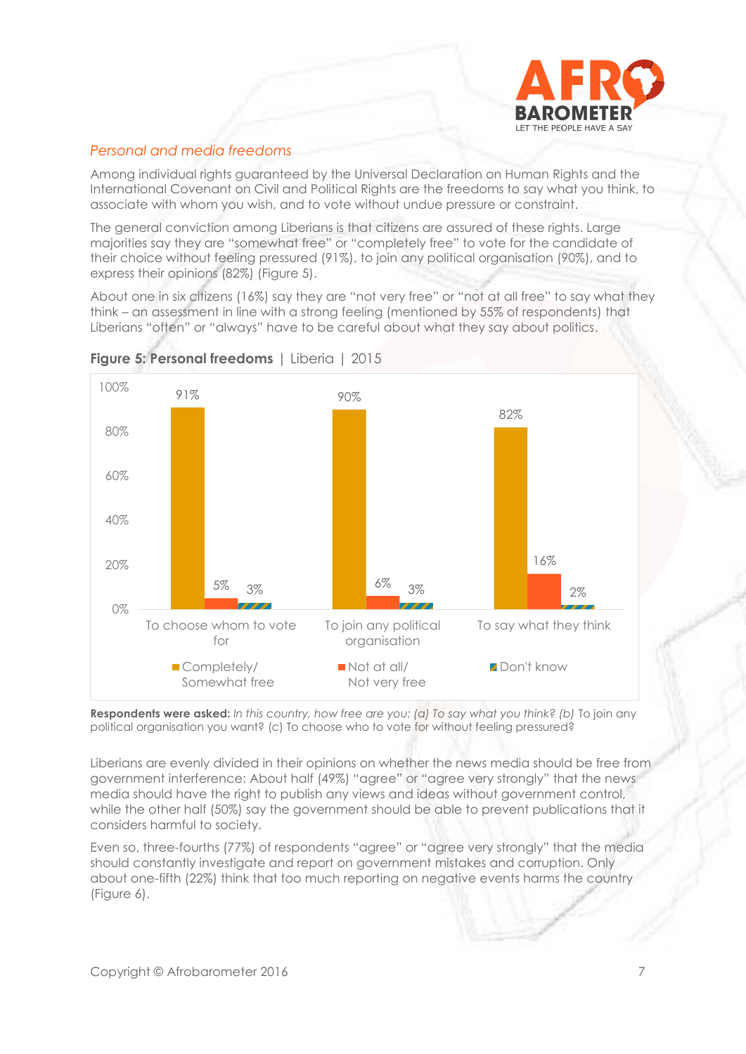*Personal and media freedoms*

Among individual rights guaranteed by the Universal Declaration on Human Rights and the International Covenant on Civil and Political Rights are the freedoms to say what you think, to associate with whom you wish, and to vote without undue pressure or constraint.

The general conviction among Liberians is that citizens are assured of these rights. Large majorities say they are "somewhat free" or "completely free" to vote for the candidate of their choice without feeling pressured (91%), to join any political organisation (90%), and to express their opinions (82%) (Figure 5).

About one in six citizens (16%) say they are "not very free" or "not at all free" to say what they think – an assessment in line with a strong feeling (mentioned by 55% of respondents) that Liberians "often" or "always" have to be careful about what they say about politics.

**Figure 5: Personal freedoms** | Liberia | 2015

| | Completely/ Somewhat free | Not at all/ Not very free | Don't know |
|---|---|---|---|
| To choose whom to vote for | 91% | 5% | 3% |
| To join any political organisation | 90% | 6% | 3% |
| To say what they think | 82% | 16% | 2% |

**Respondents were asked:** *In this country, how free are you: (a) To say what you think? (b)* To join any political organisation you want? (c) To choose who to vote for without feeling pressured?

Liberians are evenly divided in their opinions on whether the news media should be free from government interference: About half (49%) "agree" or "agree very strongly" that the news media should have the right to publish any views and ideas without government control, while the other half (50%) say the government should be able to prevent publications that it considers harmful to society.

Even so, three-fourths (77%) of respondents "agree" or "agree very strongly" that the media should constantly investigate and report on government mistakes and corruption. Only about one-fifth (22%) think that too much reporting on negative events harms the country (Figure 6).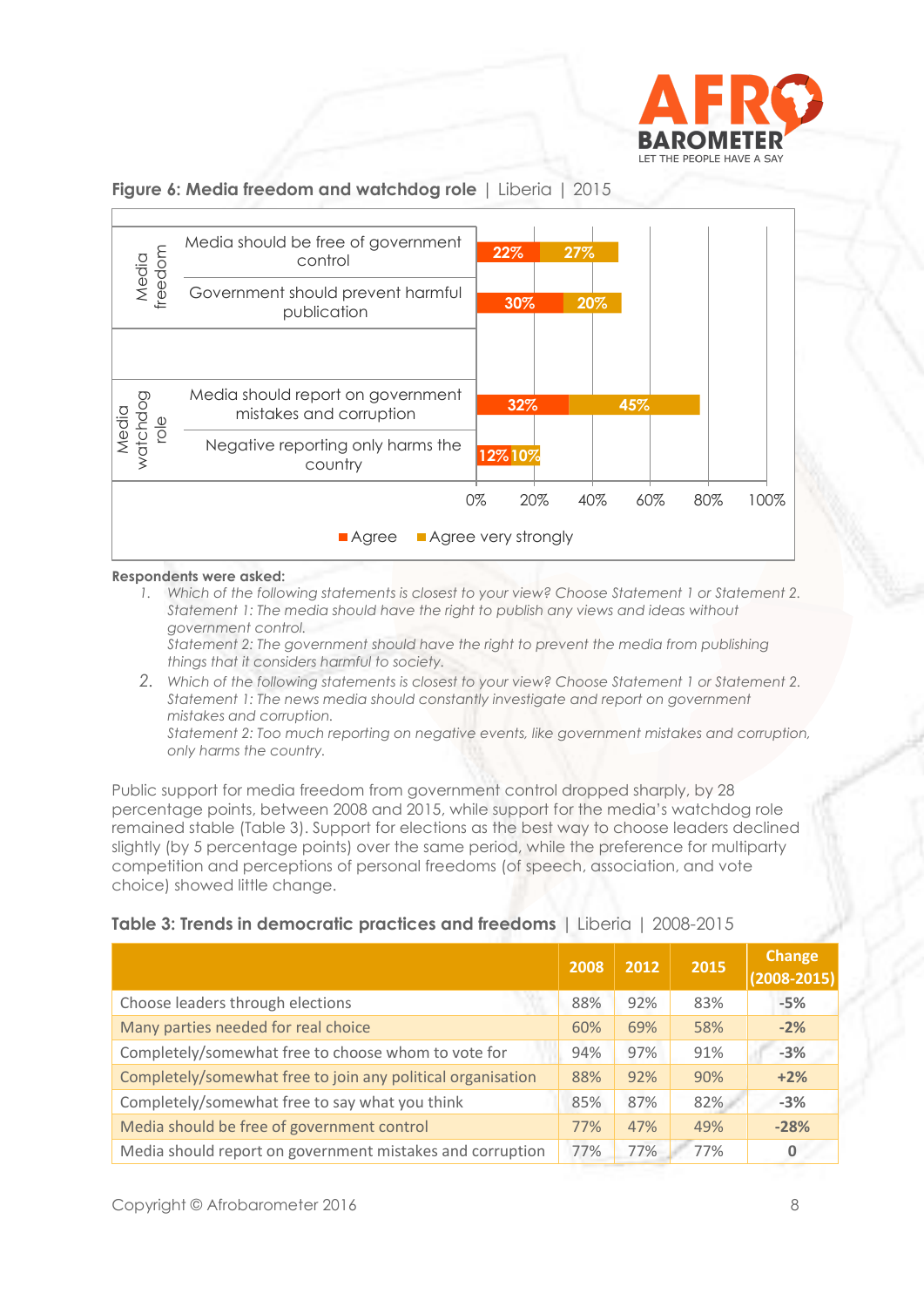**Figure 6: Media freedom and watchdog role** | Liberia | 2015

| | | Agree | Agree very strongly |
|---|---|---|---|
| Media freedom | Media should be free of government control | 22% | 27% |
| | Government should prevent harmful publication | 30% | 20% |
| Media watchdog role | Media should report on government mistakes and corruption | 32% | 45% |
| | Negative reporting only harms the country | 12% | 10% |

**Respondents were asked:**

1. *Which of the following statements is closest to your view? Choose Statement 1 or Statement 2.*
   *Statement 1: The media should have the right to publish any views and ideas without government control.*
   *Statement 2: The government should have the right to prevent the media from publishing things that it considers harmful to society.*
2. *Which of the following statements is closest to your view? Choose Statement 1 or Statement 2.*
   *Statement 1: The news media should constantly investigate and report on government mistakes and corruption.*
   *Statement 2: Too much reporting on negative events, like government mistakes and corruption, only harms the country.*

Public support for media freedom from government control dropped sharply, by 28 percentage points, between 2008 and 2015, while support for the media's watchdog role remained stable (Table 3). Support for elections as the best way to choose leaders declined slightly (by 5 percentage points) over the same period, while the preference for multiparty competition and perceptions of personal freedoms (of speech, association, and vote choice) showed little change.

**Table 3: Trends in democratic practices and freedoms** | Liberia | 2008-2015

| | 2008 | 2012 | 2015 | Change (2008-2015) |
|---|---|---|---|---|
| Choose leaders through elections | 88% | 92% | 83% | **-5%** |
| Many parties needed for real choice | 60% | 69% | 58% | **-2%** |
| Completely/somewhat free to choose whom to vote for | 94% | 97% | 91% | **-3%** |
| Completely/somewhat free to join any political organisation | 88% | 92% | 90% | **+2%** |
| Completely/somewhat free to say what you think | 85% | 87% | 82% | **-3%** |
| Media should be free of government control | 77% | 47% | 49% | **-28%** |
| Media should report on government mistakes and corruption | 77% | 77% | 77% | **0** |

Copyright © Afrobarometer 2016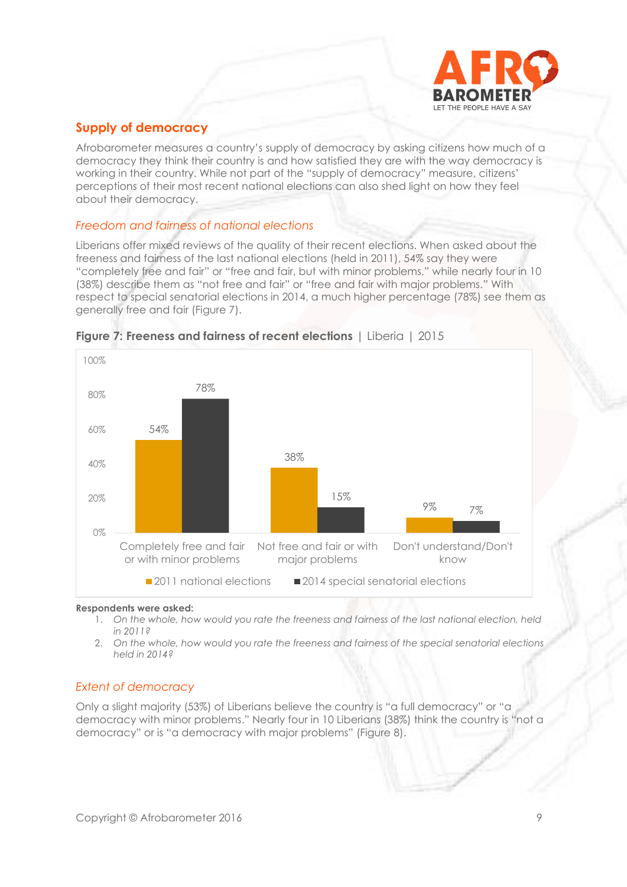## Supply of democracy

Afrobarometer measures a country's supply of democracy by asking citizens how much of a democracy they think their country is and how satisfied they are with the way democracy is working in their country. While not part of the "supply of democracy" measure, citizens' perceptions of their most recent national elections can also shed light on how they feel about their democracy.

### *Freedom and fairness of national elections*

Liberians offer mixed reviews of the quality of their recent elections. When asked about the freeness and fairness of the last national elections (held in 2011), 54% say they were "completely free and fair" or "free and fair, but with minor problems," while nearly four in 10 (38%) describe them as "not free and fair" or "free and fair with major problems." With respect to special senatorial elections in 2014, a much higher percentage (78%) see them as generally free and fair (Figure 7).

**Figure 7: Freeness and fairness of recent elections** | Liberia | 2015

| | 2011 national elections | 2014 special senatorial elections |
|---|---|---|
| Completely free and fair or with minor problems | 54% | 78% |
| Not free and fair or with major problems | 38% | 15% |
| Don't understand/Don't know | 9% | 7% |

**Respondents were asked:**

1. *On the whole, how would you rate the freeness and fairness of the last national election, held in 2011?*
2. *On the whole, how would you rate the freeness and fairness of the special senatorial elections held in 2014?*

### *Extent of democracy*

Only a slight majority (53%) of Liberians believe the country is "a full democracy" or "a democracy with minor problems." Nearly four in 10 Liberians (38%) think the country is "not a democracy" or is "a democracy with major problems" (Figure 8).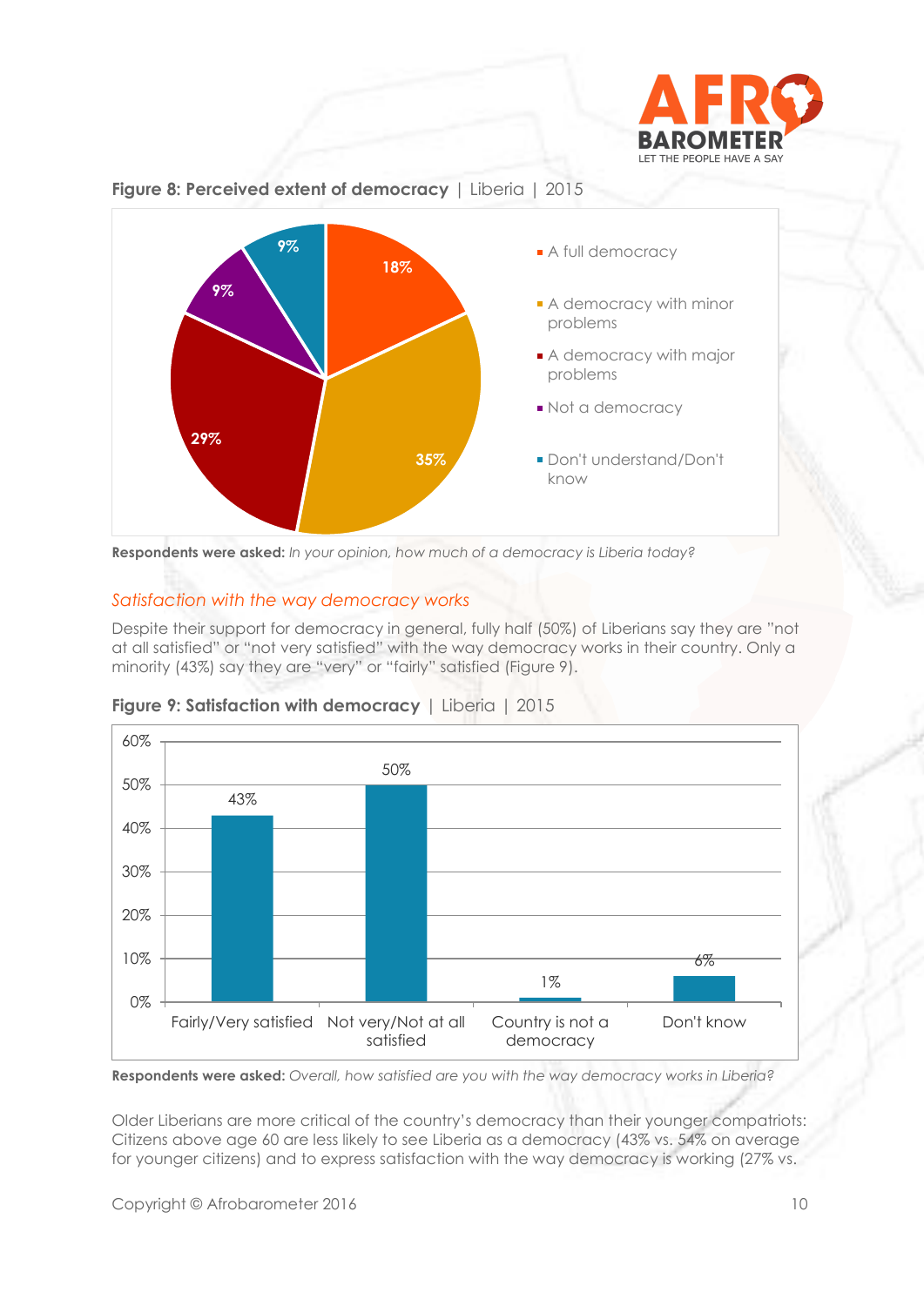**Figure 8: Perceived extent of democracy** | Liberia | 2015

| Response | % |
|---|---|
| A full democracy | 18% |
| A democracy with minor problems | 35% |
| A democracy with major problems | 29% |
| Not a democracy | 9% |
| Don't understand/Don't know | 9% |

**Respondents were asked:** *In your opinion, how much of a democracy is Liberia today?*

## *Satisfaction with the way democracy works*

Despite their support for democracy in general, fully half (50%) of Liberians say they are "not at all satisfied" or "not very satisfied" with the way democracy works in their country. Only a minority (43%) say they are "very" or "fairly" satisfied (Figure 9).

**Figure 9: Satisfaction with democracy** | Liberia | 2015

| Response | % |
|---|---|
| Fairly/Very satisfied | 43% |
| Not very/Not at all satisfied | 50% |
| Country is not a democracy | 1% |
| Don't know | 6% |

**Respondents were asked:** *Overall, how satisfied are you with the way democracy works in Liberia?*

Older Liberians are more critical of the country's democracy than their younger compatriots: Citizens above age 60 are less likely to see Liberia as a democracy (43% vs. 54% on average for younger citizens) and to express satisfaction with the way democracy is working (27% vs.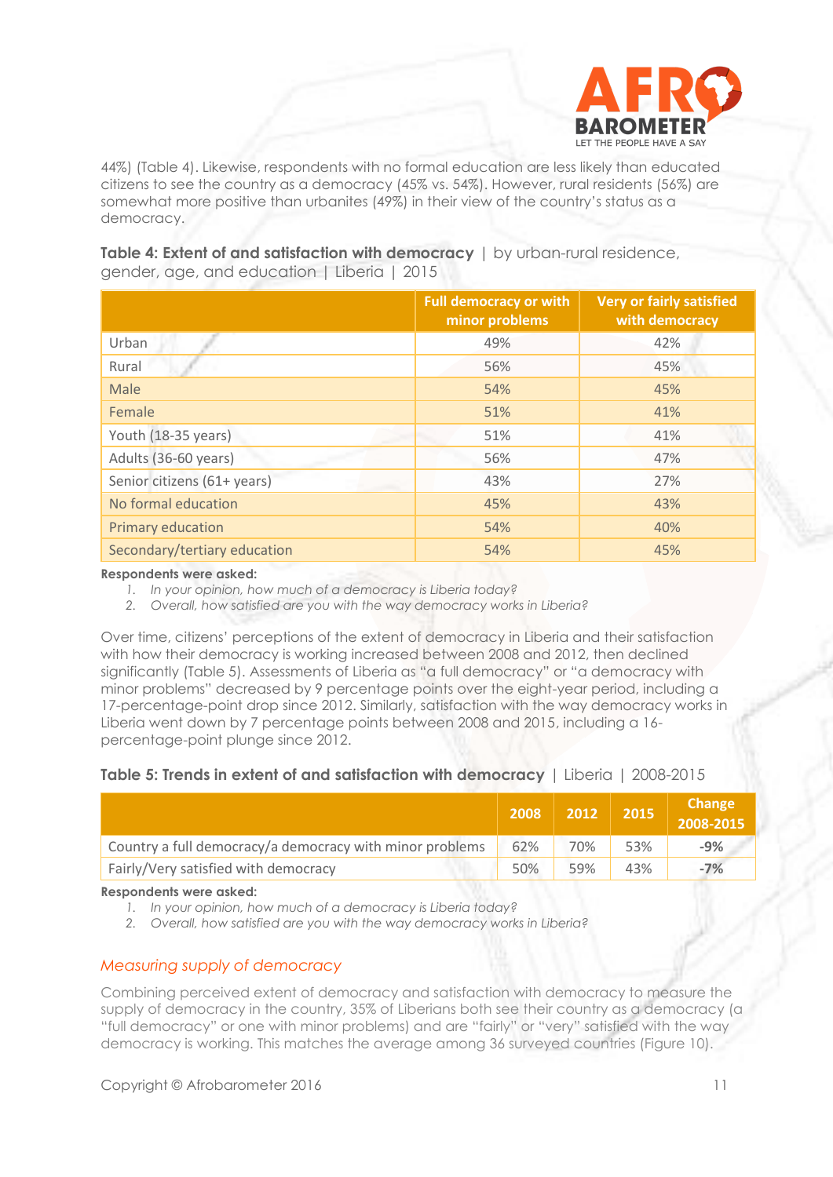44%) (Table 4). Likewise, respondents with no formal education are less likely than educated citizens to see the country as a democracy (45% vs. 54%). However, rural residents (56%) are somewhat more positive than urbanites (49%) in their view of the country's status as a democracy.

**Table 4: Extent of and satisfaction with democracy** | by urban-rural residence, gender, age, and education | Liberia | 2015

| | Full democracy or with minor problems | Very or fairly satisfied with democracy |
|---|---|---|
| Urban | 49% | 42% |
| Rural | 56% | 45% |
| Male | 54% | 45% |
| Female | 51% | 41% |
| Youth (18-35 years) | 51% | 41% |
| Adults (36-60 years) | 56% | 47% |
| Senior citizens (61+ years) | 43% | 27% |
| No formal education | 45% | 43% |
| Primary education | 54% | 40% |
| Secondary/tertiary education | 54% | 45% |

**Respondents were asked:**

1. *In your opinion, how much of a democracy is Liberia today?*
2. *Overall, how satisfied are you with the way democracy works in Liberia?*

Over time, citizens' perceptions of the extent of democracy in Liberia and their satisfaction with how their democracy is working increased between 2008 and 2012, then declined significantly (Table 5). Assessments of Liberia as "a full democracy" or "a democracy with minor problems" decreased by 9 percentage points over the eight-year period, including a 17-percentage-point drop since 2012. Similarly, satisfaction with the way democracy works in Liberia went down by 7 percentage points between 2008 and 2015, including a 16-percentage-point plunge since 2012.

**Table 5: Trends in extent of and satisfaction with democracy** | Liberia | 2008-2015

| | 2008 | 2012 | 2015 | Change 2008-2015 |
|---|---|---|---|---|
| Country a full democracy/a democracy with minor problems | 62% | 70% | 53% | **-9%** |
| Fairly/Very satisfied with democracy | 50% | 59% | 43% | **-7%** |

**Respondents were asked:**

1. *In your opinion, how much of a democracy is Liberia today?*
2. *Overall, how satisfied are you with the way democracy works in Liberia?*

## *Measuring supply of democracy*

Combining perceived extent of democracy and satisfaction with democracy to measure the supply of democracy in the country, 35% of Liberians both see their country as a democracy (a "full democracy" or one with minor problems) and are "fairly" or "very" satisfied with the way democracy is working. This matches the average among 36 surveyed countries (Figure 10).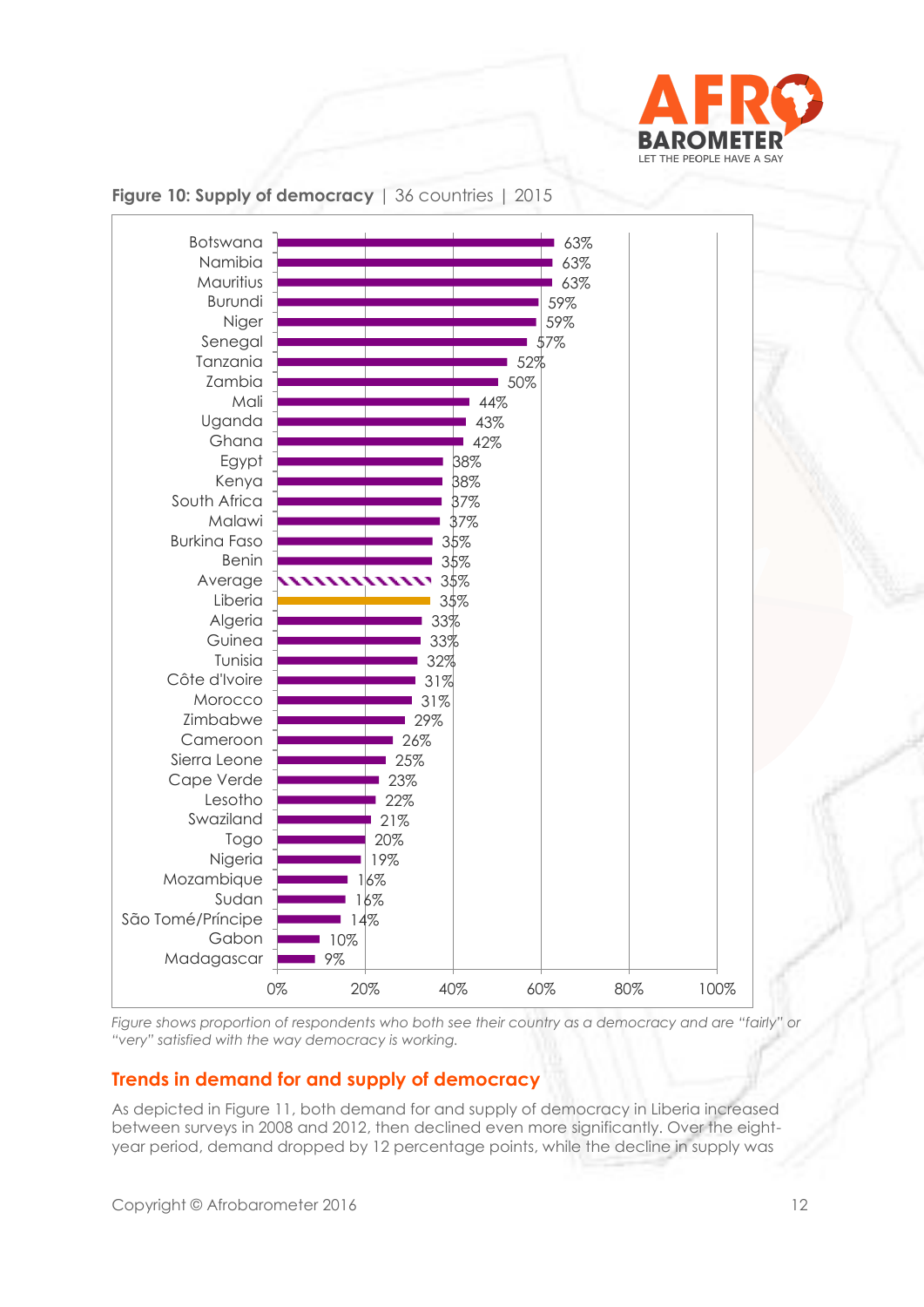**Figure 10: Supply of democracy** | 36 countries | 2015

| Country | % |
|---|---|
| Botswana | 63% |
| Namibia | 63% |
| Mauritius | 63% |
| Burundi | 59% |
| Niger | 59% |
| Senegal | 57% |
| Tanzania | 52% |
| Zambia | 50% |
| Mali | 44% |
| Uganda | 43% |
| Ghana | 42% |
| Egypt | 38% |
| Kenya | 38% |
| South Africa | 37% |
| Malawi | 37% |
| Burkina Faso | 35% |
| Benin | 35% |
| Average | 35% |
| Liberia | 35% |
| Algeria | 33% |
| Guinea | 33% |
| Tunisia | 32% |
| Côte d'Ivoire | 31% |
| Morocco | 31% |
| Zimbabwe | 29% |
| Cameroon | 26% |
| Sierra Leone | 25% |
| Cape Verde | 23% |
| Lesotho | 22% |
| Swaziland | 21% |
| Togo | 20% |
| Nigeria | 19% |
| Mozambique | 16% |
| Sudan | 16% |
| São Tomé/Príncipe | 14% |
| Gabon | 10% |
| Madagascar | 9% |

*Figure shows proportion of respondents who both see their country as a democracy and are "fairly" or "very" satisfied with the way democracy is working.*

## Trends in demand for and supply of democracy

As depicted in Figure 11, both demand for and supply of democracy in Liberia increased between surveys in 2008 and 2012, then declined even more significantly. Over the eight-year period, demand dropped by 12 percentage points, while the decline in supply was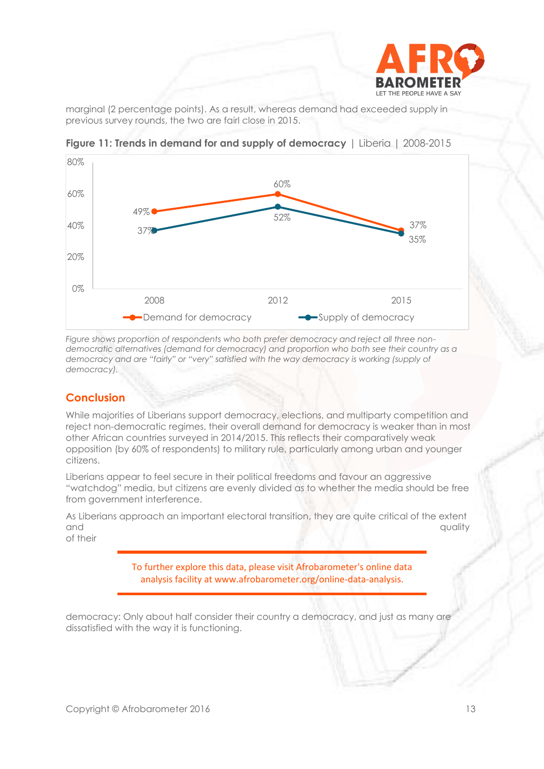marginal (2 percentage points). As a result, whereas demand had exceeded supply in previous survey rounds, the two are fair close in 2015.

**Figure 11: Trends in demand for and supply of democracy** | Liberia | 2008-2015

| | 2008 | 2012 | 2015 |
|---|---|---|---|
| Demand for democracy | 49% | 60% | 37% |
| Supply of democracy | 37% | 52% | 35% |

*Figure shows proportion of respondents who both prefer democracy and reject all three non-democratic alternatives (demand for democracy) and proportion who both see their country as a democracy and are "fairly" or "very" satisfied with the way democracy is working (supply of democracy).*

## Conclusion

While majorities of Liberians support democracy, elections, and multiparty competition and reject non-democratic regimes, their overall demand for democracy is weaker than in most other African countries surveyed in 2014/2015. This reflects their comparatively weak opposition (by 60% of respondents) to military rule, particularly among urban and younger citizens.

Liberians appear to feel secure in their political freedoms and favour an aggressive "watchdog" media, but citizens are evenly divided as to whether the media should be free from government interference.

As Liberians approach an important electoral transition, they are quite critical of the extent and quality of their democracy: Only about half consider their country a democracy, and just as many are dissatisfied with the way it is functioning.

To further explore this data, please visit Afrobarometer's online data analysis facility at www.afrobarometer.org/online-data-analysis.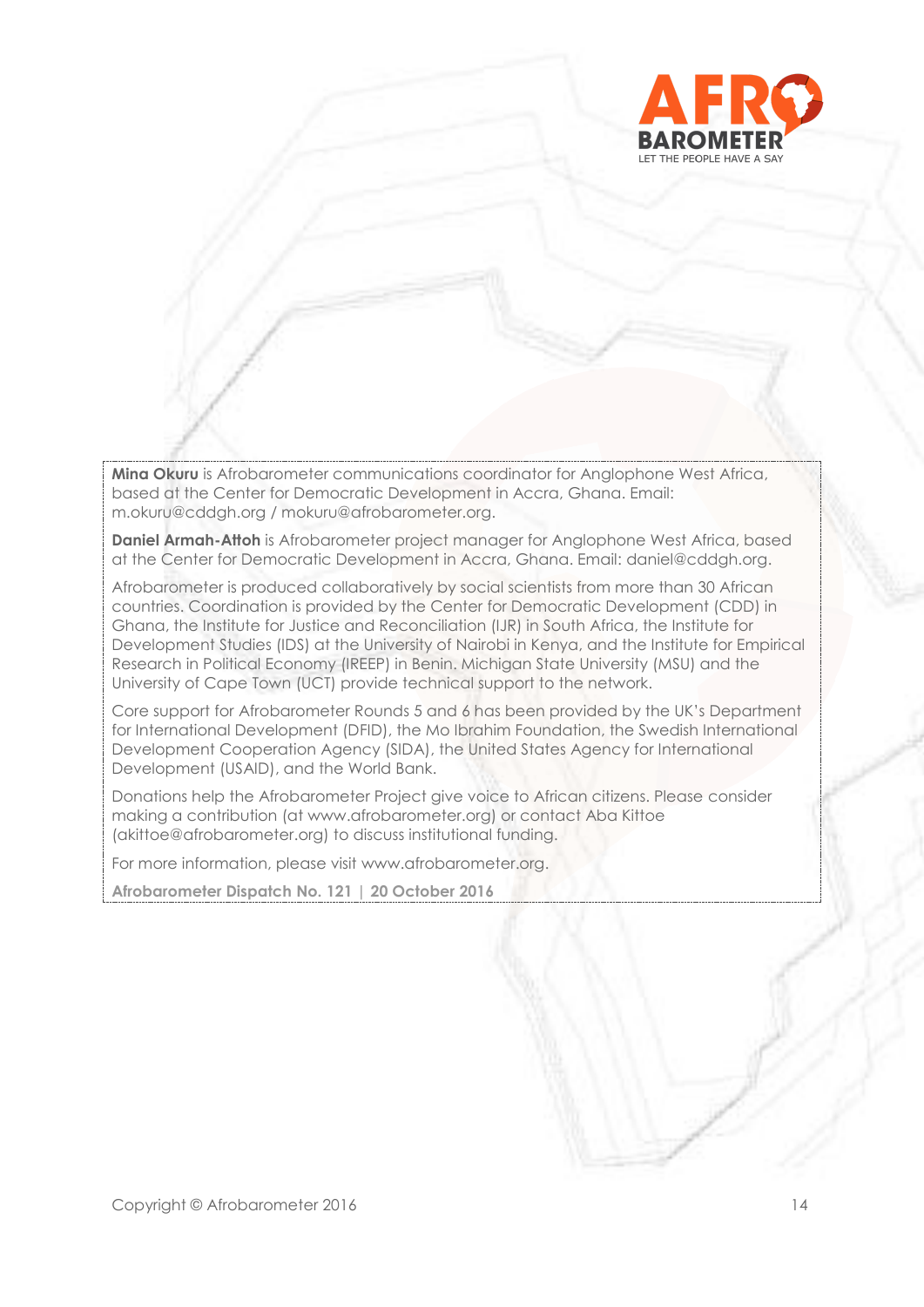**Mina Okuru** is Afrobarometer communications coordinator for Anglophone West Africa, based at the Center for Democratic Development in Accra, Ghana. Email: m.okuru@cddgh.org / mokuru@afrobarometer.org.

**Daniel Armah-Attoh** is Afrobarometer project manager for Anglophone West Africa, based at the Center for Democratic Development in Accra, Ghana. Email: daniel@cddgh.org.

Afrobarometer is produced collaboratively by social scientists from more than 30 African countries. Coordination is provided by the Center for Democratic Development (CDD) in Ghana, the Institute for Justice and Reconciliation (IJR) in South Africa, the Institute for Development Studies (IDS) at the University of Nairobi in Kenya, and the Institute for Empirical Research in Political Economy (IREEP) in Benin. Michigan State University (MSU) and the University of Cape Town (UCT) provide technical support to the network.

Core support for Afrobarometer Rounds 5 and 6 has been provided by the UK's Department for International Development (DFID), the Mo Ibrahim Foundation, the Swedish International Development Cooperation Agency (SIDA), the United States Agency for International Development (USAID), and the World Bank.

Donations help the Afrobarometer Project give voice to African citizens. Please consider making a contribution (at www.afrobarometer.org) or contact Aba Kittoe (akittoe@afrobarometer.org) to discuss institutional funding.

For more information, please visit www.afrobarometer.org.

**Afrobarometer Dispatch No. 121 | 20 October 2016**

Copyright © Afrobarometer 2016